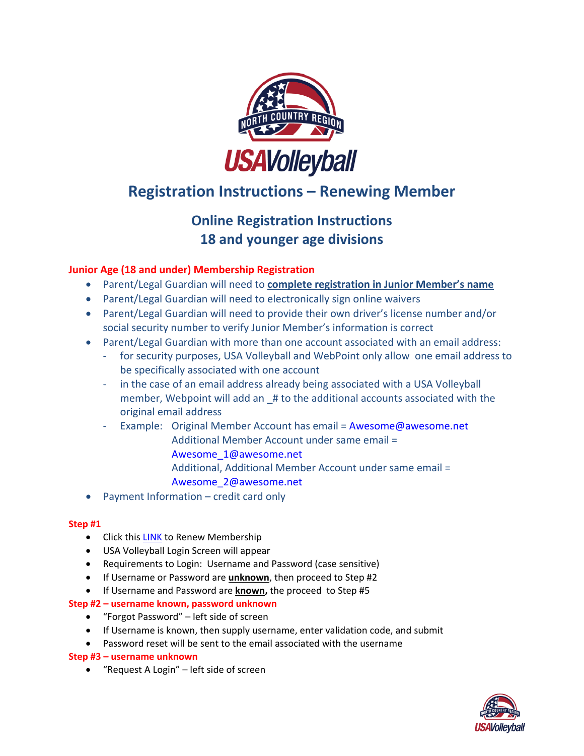# Registration Instructions – Renewing Member

## Online Registration Instructions
## 18 and younger age divisions

### Junior Age (18 and under) Membership Registration

- Parent/Legal Guardian will need to **complete registration in Junior Member's name**
- Parent/Legal Guardian will need to electronically sign online waivers
- Parent/Legal Guardian will need to provide their own driver's license number and/or social security number to verify Junior Member's information is correct
- Parent/Legal Guardian with more than one account associated with an email address:
  - for security purposes, USA Volleyball and WebPoint only allow one email address to be specifically associated with one account
  - in the case of an email address already being associated with a USA Volleyball member, Webpoint will add an _# to the additional accounts associated with the original email address
  - Example: Original Member Account has email = Awesome@awesome.net
    Additional Member Account under same email = Awesome_1@awesome.net
    Additional, Additional Member Account under same email = Awesome_2@awesome.net
- Payment Information – credit card only

### Step #1

- Click this LINK to Renew Membership
- USA Volleyball Login Screen will appear
- Requirements to Login: Username and Password (case sensitive)
- If Username or Password are **unknown**, then proceed to Step #2
- If Username and Password are **known,** the proceed to Step #5

### Step #2 – username known, password unknown

- "Forgot Password" – left side of screen
- If Username is known, then supply username, enter validation code, and submit
- Password reset will be sent to the email associated with the username

### Step #3 – username unknown

- "Request A Login" – left side of screen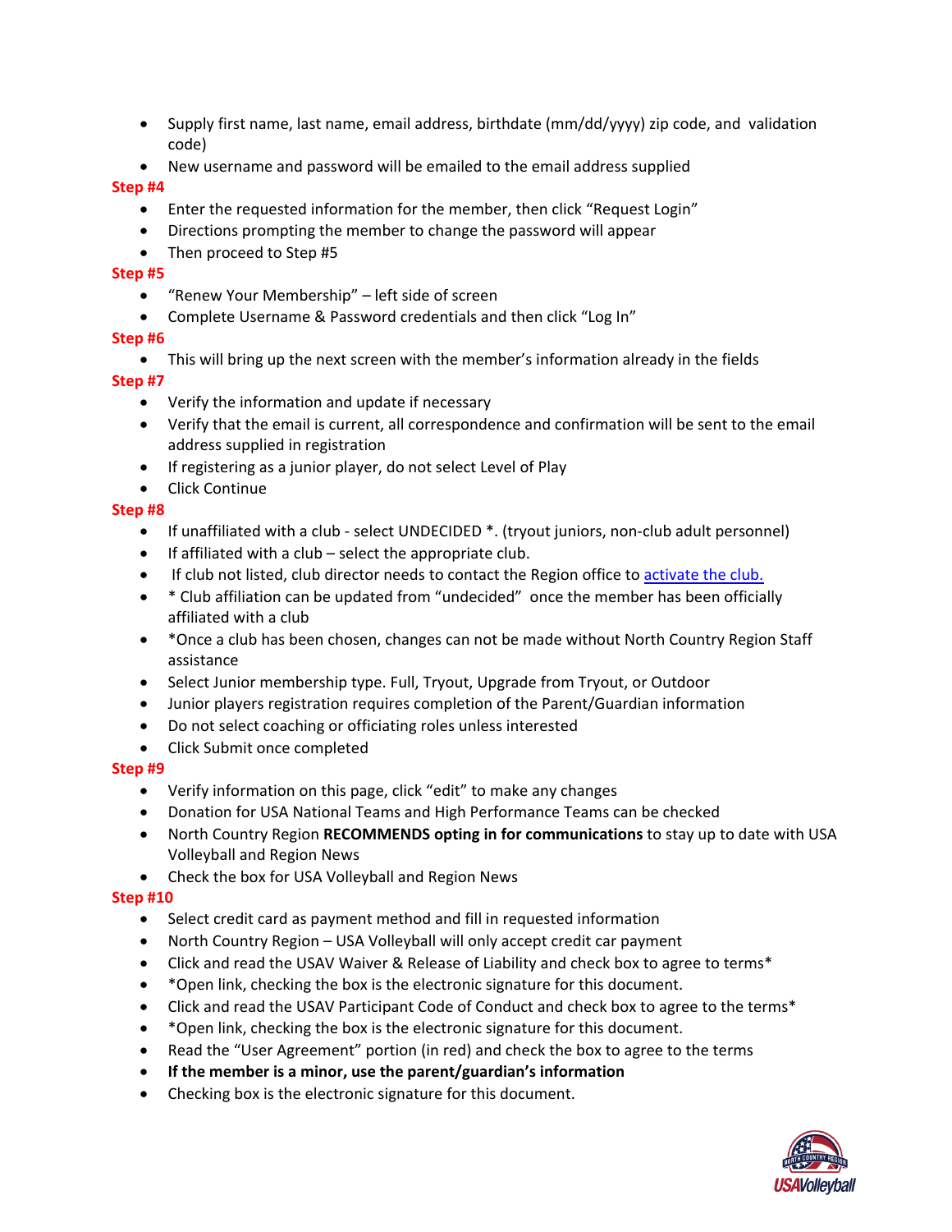- Supply first name, last name, email address, birthdate (mm/dd/yyyy) zip code, and validation code)
- New username and password will be emailed to the email address supplied

**Step #4**

- Enter the requested information for the member, then click "Request Login"
- Directions prompting the member to change the password will appear
- Then proceed to Step #5

**Step #5**

- "Renew Your Membership" – left side of screen
- Complete Username & Password credentials and then click "Log In"

**Step #6**

- This will bring up the next screen with the member's information already in the fields

**Step #7**

- Verify the information and update if necessary
- Verify that the email is current, all correspondence and confirmation will be sent to the email address supplied in registration
- If registering as a junior player, do not select Level of Play
- Click Continue

**Step #8**

- If unaffiliated with a club - select UNDECIDED *. (tryout juniors, non-club adult personnel)
- If affiliated with a club – select the appropriate club.
- If club not listed, club director needs to contact the Region office to activate the club.
- * Club affiliation can be updated from "undecided" once the member has been officially affiliated with a club
- *Once a club has been chosen, changes can not be made without North Country Region Staff assistance
- Select Junior membership type. Full, Tryout, Upgrade from Tryout, or Outdoor
- Junior players registration requires completion of the Parent/Guardian information
- Do not select coaching or officiating roles unless interested
- Click Submit once completed

**Step #9**

- Verify information on this page, click "edit" to make any changes
- Donation for USA National Teams and High Performance Teams can be checked
- North Country Region **RECOMMENDS opting in for communications** to stay up to date with USA Volleyball and Region News
- Check the box for USA Volleyball and Region News

**Step #10**

- Select credit card as payment method and fill in requested information
- North Country Region – USA Volleyball will only accept credit car payment
- Click and read the USAV Waiver & Release of Liability and check box to agree to terms*
- *Open link, checking the box is the electronic signature for this document.
- Click and read the USAV Participant Code of Conduct and check box to agree to the terms*
- *Open link, checking the box is the electronic signature for this document.
- Read the "User Agreement" portion (in red) and check the box to agree to the terms
- **If the member is a minor, use the parent/guardian's information**
- Checking box is the electronic signature for this document.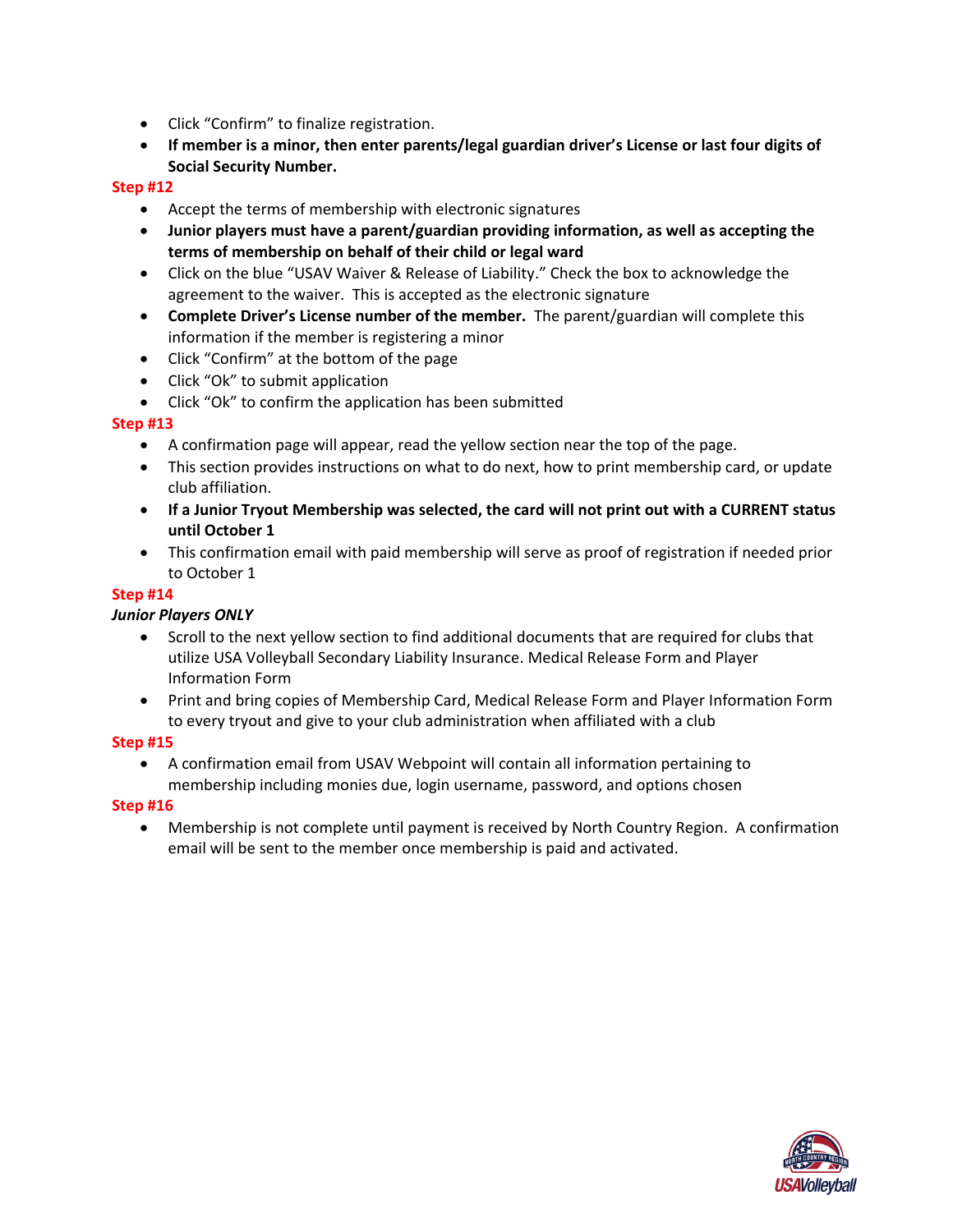- Click “Confirm” to finalize registration.
- **If member is a minor, then enter parents/legal guardian driver’s License or last four digits of Social Security Number.**

**Step #12**

- Accept the terms of membership with electronic signatures
- **Junior players must have a parent/guardian providing information, as well as accepting the terms of membership on behalf of their child or legal ward**
- Click on the blue “USAV Waiver & Release of Liability.” Check the box to acknowledge the agreement to the waiver. This is accepted as the electronic signature
- **Complete Driver’s License number of the member.** The parent/guardian will complete this information if the member is registering a minor
- Click “Confirm” at the bottom of the page
- Click “Ok” to submit application
- Click “Ok” to confirm the application has been submitted

**Step #13**

- A confirmation page will appear, read the yellow section near the top of the page.
- This section provides instructions on what to do next, how to print membership card, or update club affiliation.
- **If a Junior Tryout Membership was selected, the card will not print out with a CURRENT status until October 1**
- This confirmation email with paid membership will serve as proof of registration if needed prior to October 1

**Step #14**

***Junior Players ONLY***

- Scroll to the next yellow section to find additional documents that are required for clubs that utilize USA Volleyball Secondary Liability Insurance. Medical Release Form and Player Information Form
- Print and bring copies of Membership Card, Medical Release Form and Player Information Form to every tryout and give to your club administration when affiliated with a club

**Step #15**

- A confirmation email from USAV Webpoint will contain all information pertaining to membership including monies due, login username, password, and options chosen

**Step #16**

- Membership is not complete until payment is received by North Country Region. A confirmation email will be sent to the member once membership is paid and activated.